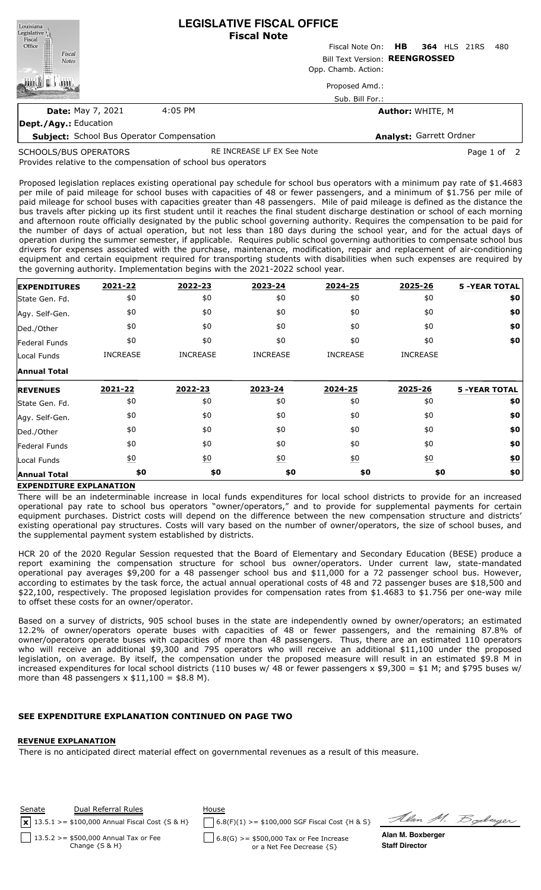# LEGISLATIVE FISCAL OFFICE
## Fiscal Note

Fiscal Note On: **HB 364** HLS 21RS 480

Bill Text Version: **REENGROSSED**

Opp. Chamb. Action:

Proposed Amd.:

Sub. Bill For.:

**Date:** May 7, 2021 4:05 PM

**Author:** WHITE, M

**Dept./Agy.:** Education

**Subject:** School Bus Operator Compensation

**Analyst:** Garrett Ordner

SCHOOLS/BUS OPERATORS RE INCREASE LF EX See Note

Provides relative to the compensation of school bus operators

Proposed legislation replaces existing operational pay schedule for school bus operators with a minimum pay rate of $1.4683 per mile of paid mileage for school buses with capacities of 48 or fewer passengers, and a minimum of $1.756 per mile of paid mileage for school buses with capacities greater than 48 passengers. Mile of paid mileage is defined as the distance the bus travels after picking up its first student until it reaches the final student discharge destination or school of each morning and afternoon route officially designated by the public school governing authority. Requires the compensation to be paid for the number of days of actual operation, but not less than 180 days during the school year, and for the actual days of operation during the summer semester, if applicable. Requires public school governing authorities to compensate school bus drivers for expenses associated with the purchase, maintenance, modification, repair and replacement of air-conditioning equipment and certain equipment required for transporting students with disabilities when such expenses are required by the governing authority. Implementation begins with the 2021-2022 school year.

| **EXPENDITURES** | 2021-22 | 2022-23 | 2023-24 | 2024-25 | 2025-26 | 5 -YEAR TOTAL |
|---|---|---|---|---|---|---|
| State Gen. Fd. | $0 | $0 | $0 | $0 | $0 | **$0** |
| Agy. Self-Gen. | $0 | $0 | $0 | $0 | $0 | **$0** |
| Ded./Other | $0 | $0 | $0 | $0 | $0 | **$0** |
| Federal Funds | $0 | $0 | $0 | $0 | $0 | **$0** |
| Local Funds | INCREASE | INCREASE | INCREASE | INCREASE | INCREASE | |
| **Annual Total** | | | | | | |

| **REVENUES** | 2021-22 | 2022-23 | 2023-24 | 2024-25 | 2025-26 | 5 -YEAR TOTAL |
|---|---|---|---|---|---|---|
| State Gen. Fd. | $0 | $0 | $0 | $0 | $0 | **$0** |
| Agy. Self-Gen. | $0 | $0 | $0 | $0 | $0 | **$0** |
| Ded./Other | $0 | $0 | $0 | $0 | $0 | **$0** |
| Federal Funds | $0 | $0 | $0 | $0 | $0 | **$0** |
| Local Funds | $0 | $0 | $0 | $0 | $0 | **$0** |
| **Annual Total** | **$0** | **$0** | **$0** | **$0** | **$0** | **$0** |

**EXPENDITURE EXPLANATION**

There will be an indeterminable increase in local funds expenditures for local school districts to provide for an increased operational pay rate to school bus operators "owner/operators," and to provide for supplemental payments for certain equipment purchases. District costs will depend on the difference between the new compensation structure and districts' existing operational pay structures. Costs will vary based on the number of owner/operators, the size of school buses, and the supplemental payment system established by districts.

HCR 20 of the 2020 Regular Session requested that the Board of Elementary and Secondary Education (BESE) produce a report examining the compensation structure for school bus owner/operators. Under current law, state-mandated operational pay averages $9,200 for a 48 passenger school bus and $11,000 for a 72 passenger school bus. However, according to estimates by the task force, the actual annual operational costs of 48 and 72 passenger buses are $18,500 and $22,100, respectively. The proposed legislation provides for compensation rates from $1.4683 to $1.756 per one-way mile to offset these costs for an owner/operator.

Based on a survey of districts, 905 school buses in the state are independently owned by owner/operators; an estimated 12.2% of owner/operators operate buses with capacities of 48 or fewer passengers, and the remaining 87.8% of owner/operators operate buses with capacities of more than 48 passengers. Thus, there are an estimated 110 operators who will receive an additional $9,300 and 795 operators who will receive an additional $11,100 under the proposed legislation, on average. By itself, the compensation under the proposed measure will result in an estimated $9.8 M in increased expenditures for local school districts (110 buses w/ 48 or fewer passengers x $9,300 = $1 M; and $795 buses w/ more than 48 passengers x $11,100 = $8.8 M).

**SEE EXPENDITURE EXPLANATION CONTINUED ON PAGE TWO**

**REVENUE EXPLANATION**

There is no anticipated direct material effect on governmental revenues as a result of this measure.

| Senate | Dual Referral Rules | House |
|---|---|---|
| [x] 13.5.1 >= $100,000 Annual Fiscal Cost {S & H} | | [ ] 6.8(F)(1) >= $100,000 SGF Fiscal Cost {H & S} |
| [ ] 13.5.2 >= $500,000 Annual Tax or Fee Change {S & H} | | [ ] 6.8(G) >= $500,000 Tax or Fee Increase or a Net Fee Decrease {S} |

**Alan M. Boxberger**
**Staff Director**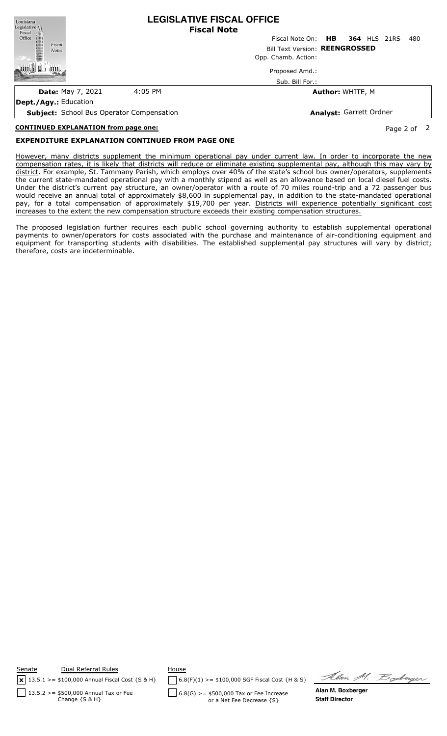# LEGISLATIVE FISCAL OFFICE
## Fiscal Note

Fiscal Note On: **HB 364** HLS 21RS 480

Bill Text Version: **REENGROSSED**

Opp. Chamb. Action:

Proposed Amd.:

Sub. Bill For.:

**Date:** May 7, 2021 4:05 PM

**Author:** WHITE, M

**Dept./Agy.:** Education

**Subject:** School Bus Operator Compensation

**Analyst:** Garrett Ordner

**CONTINUED EXPLANATION from page one:**

**EXPENDITURE EXPLANATION CONTINUED FROM PAGE ONE**

However, many districts supplement the minimum operational pay under current law. In order to incorporate the new compensation rates, it is likely that districts will reduce or eliminate existing supplemental pay, although this may vary by district. For example, St. Tammany Parish, which employs over 40% of the state's school bus owner/operators, supplements the current state-mandated operational pay with a monthly stipend as well as an allowance based on local diesel fuel costs. Under the district's current pay structure, an owner/operator with a route of 70 miles round-trip and a 72 passenger bus would receive an annual total of approximately $8,600 in supplemental pay, in addition to the state-mandated operational pay, for a total compensation of approximately $19,700 per year. Districts will experience potentially significant cost increases to the extent the new compensation structure exceeds their existing compensation structures.

The proposed legislation further requires each public school governing authority to establish supplemental operational payments to owner/operators for costs associated with the purchase and maintenance of air-conditioning equipment and equipment for transporting students with disabilities. The established supplemental pay structures will vary by district; therefore, costs are indeterminable.

| Senate | Dual Referral Rules | House |
|---|---|---|
| [x] 13.5.1 >= $100,000 Annual Fiscal Cost {S & H} | | [ ] 6.8(F)(1) >= $100,000 SGF Fiscal Cost {H & S} |
| [ ] 13.5.2 >= $500,000 Annual Tax or Fee Change {S & H} | | [ ] 6.8(G) >= $500,000 Tax or Fee Increase or a Net Fee Decrease {S} |

**Alan M. Boxberger**
**Staff Director**